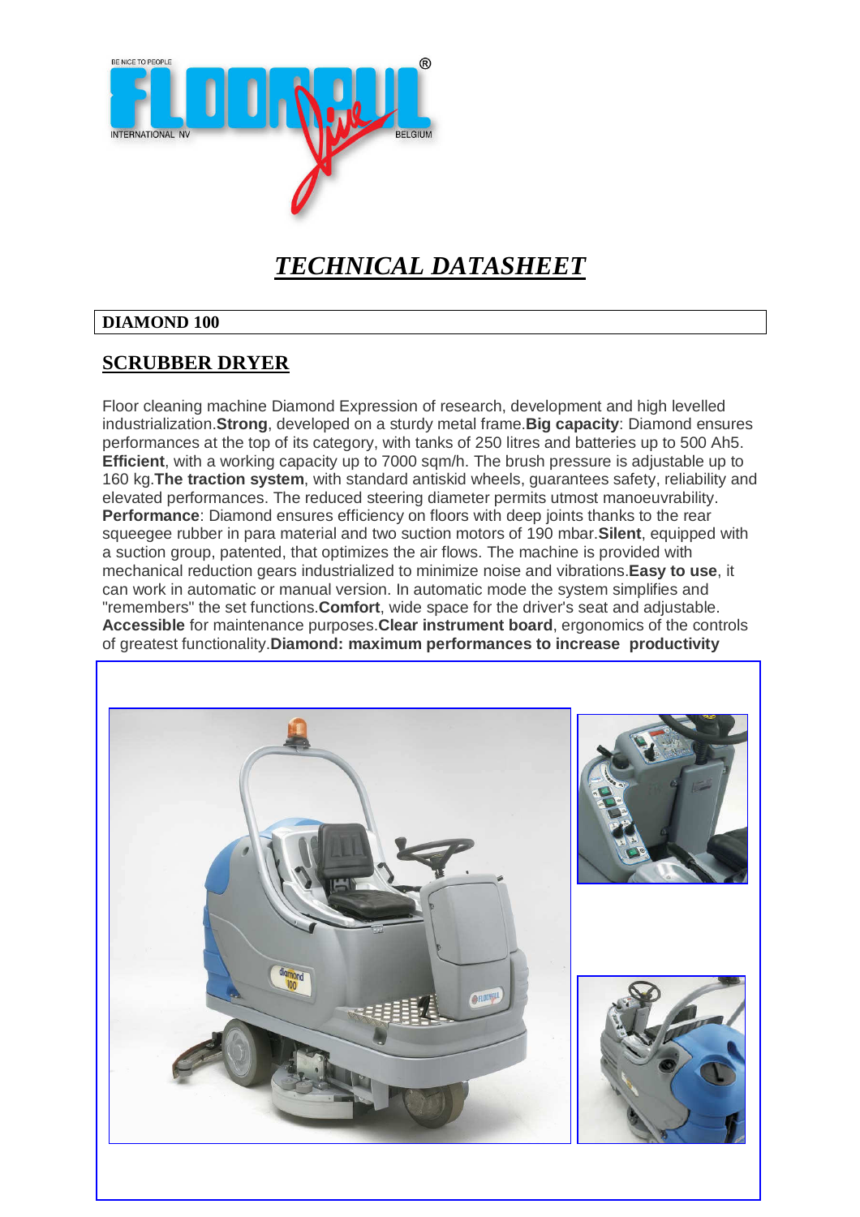# *TECHNICAL DATASHEET*

**DIAMOND 100**

## SCRUBBER DRYER

Floor cleaning machine Diamond Expression of research, development and high levelled industrialization.**Strong**, developed on a sturdy metal frame.**Big capacity**: Diamond ensures performances at the top of its category, with tanks of 250 litres and batteries up to 500 Ah5. **Efficient**, with a working capacity up to 7000 sqm/h. The brush pressure is adjustable up to 160 kg.**The traction system**, with standard antiskid wheels, guarantees safety, reliability and elevated performances. The reduced steering diameter permits utmost manoeuvrability. **Performance**: Diamond ensures efficiency on floors with deep joints thanks to the rear squeegee rubber in para material and two suction motors of 190 mbar.**Silent**, equipped with a suction group, patented, that optimizes the air flows. The machine is provided with mechanical reduction gears industrialized to minimize noise and vibrations.**Easy to use**, it can work in automatic or manual version. In automatic mode the system simplifies and "remembers" the set functions.**Comfort**, wide space for the driver's seat and adjustable. **Accessible** for maintenance purposes.**Clear instrument board**, ergonomics of the controls of greatest functionality.**Diamond: maximum performances to increase productivity**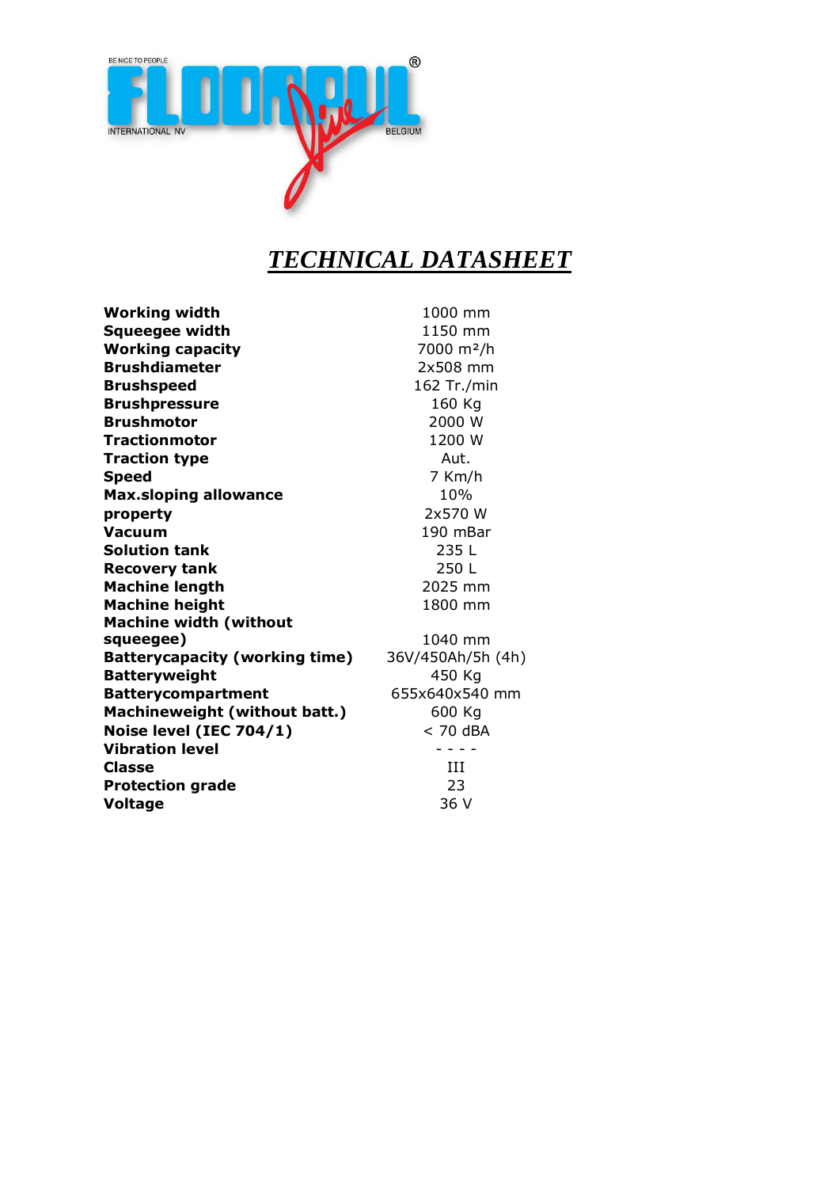BE NICE TO PEOPLE

FLOORPUL INTERNATIONAL NV BELGIUM

# *TECHNICAL DATASHEET*

| | |
|---|---|
| **Working width** | 1000 mm |
| **Squeegee width** | 1150 mm |
| **Working capacity** | 7000 m²/h |
| **Brushdiameter** | 2x508 mm |
| **Brushspeed** | 162 Tr./min |
| **Brushpressure** | 160 Kg |
| **Brushmotor** | 2000 W |
| **Tractionmotor** | 1200 W |
| **Traction type** | Aut. |
| **Speed** | 7 Km/h |
| **Max.sloping allowance** | 10% |
| **property** | 2x570 W |
| **Vacuum** | 190 mBar |
| **Solution tank** | 235 L |
| **Recovery tank** | 250 L |
| **Machine length** | 2025 mm |
| **Machine height** | 1800 mm |
| **Machine width (without squeegee)** | 1040 mm |
| **Batterycapacity (working time)** | 36V/450Ah/5h (4h) |
| **Batteryweight** | 450 Kg |
| **Batterycompartment** | 655x640x540 mm |
| **Machineweight (without batt.)** | 600 Kg |
| **Noise level (IEC 704/1)** | < 70 dBA |
| **Vibration level** | - - - - |
| **Classe** | III |
| **Protection grade** | 23 |
| **Voltage** | 36 V |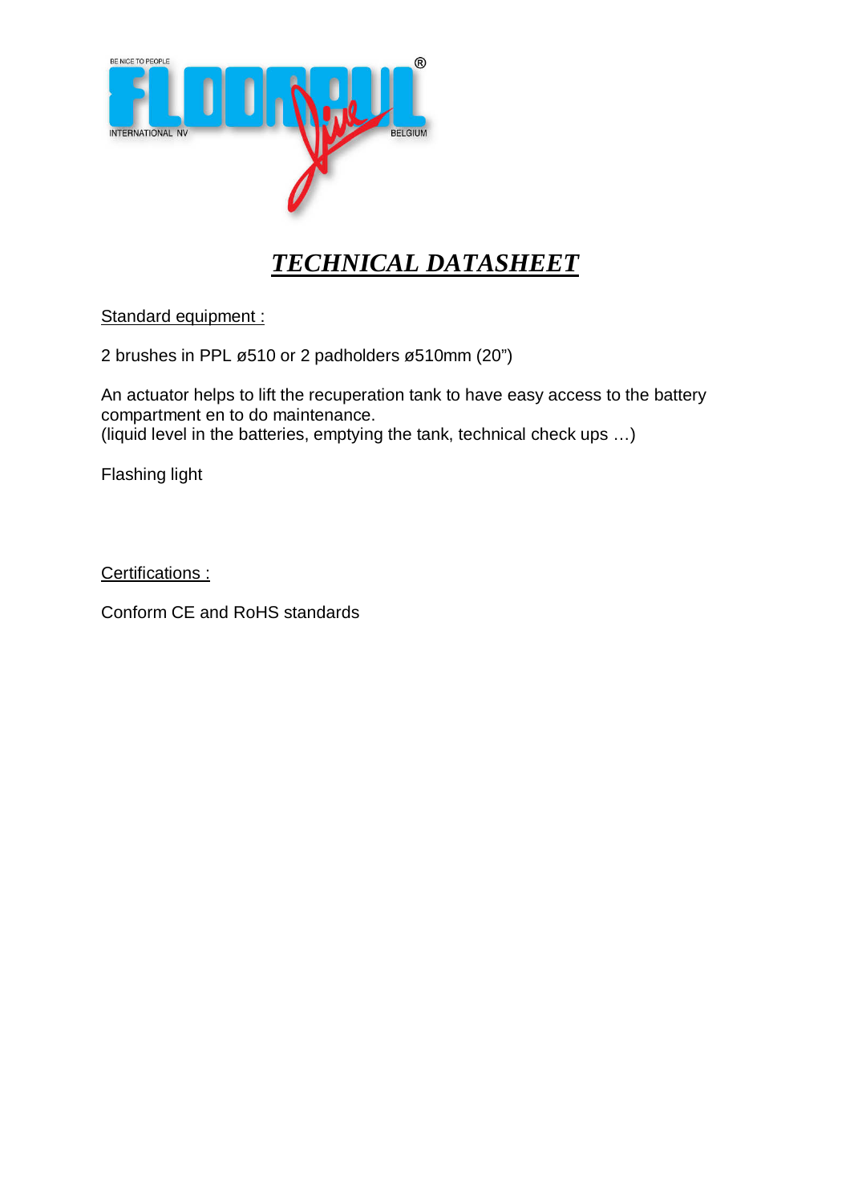# ***TECHNICAL DATASHEET***

Standard equipment :

2 brushes in PPL ø510 or 2 padholders ø510mm (20")

An actuator helps to lift the recuperation tank to have easy access to the battery compartment en to do maintenance.
(liquid level in the batteries, emptying the tank, technical check ups …)

Flashing light

Certifications :

Conform CE and RoHS standards